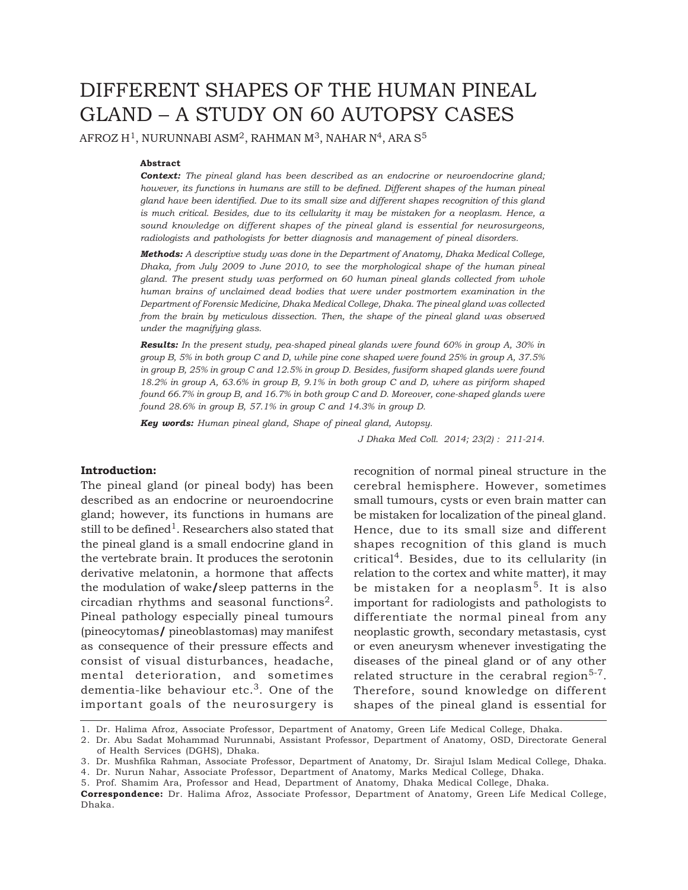# DIFFERENT SHAPES OF THE HUMAN PINEAL GLAND – A STUDY ON 60 AUTOPSY CASES

AFROZ H[1], NURUNNABI ASM[2], RAHMAN M[3], NAHAR N[4], ARA S[5]

**Abstract**

***Context:*** *The pineal gland has been described as an endocrine or neuroendocrine gland; however, its functions in humans are still to be defined. Different shapes of the human pineal gland have been identified. Due to its small size and different shapes recognition of this gland is much critical. Besides, due to its cellularity it may be mistaken for a neoplasm. Hence, a sound knowledge on different shapes of the pineal gland is essential for neurosurgeons, radiologists and pathologists for better diagnosis and management of pineal disorders.*

***Methods:*** *A descriptive study was done in the Department of Anatomy, Dhaka Medical College, Dhaka, from July 2009 to June 2010, to see the morphological shape of the human pineal gland. The present study was performed on 60 human pineal glands collected from whole human brains of unclaimed dead bodies that were under postmortem examination in the Department of Forensic Medicine, Dhaka Medical College, Dhaka. The pineal gland was collected from the brain by meticulous dissection. Then, the shape of the pineal gland was observed under the magnifying glass.*

***Results:*** *In the present study, pea-shaped pineal glands were found 60% in group A, 30% in group B, 5% in both group C and D, while pine cone shaped were found 25% in group A, 37.5% in group B, 25% in group C and 12.5% in group D. Besides, fusiform shaped glands were found 18.2% in group A, 63.6% in group B, 9.1% in both group C and D, where as piriform shaped found 66.7% in group B, and 16.7% in both group C and D. Moreover, cone-shaped glands were found 28.6% in group B, 57.1% in group C and 14.3% in group D.*

***Key words:*** *Human pineal gland, Shape of pineal gland, Autopsy.*

## Introduction:

The pineal gland (or pineal body) has been described as an endocrine or neuroendocrine gland; however, its functions in humans are still to be defined[1]. Researchers also stated that the pineal gland is a small endocrine gland in the vertebrate brain. It produces the serotonin derivative melatonin, a hormone that affects the modulation of wake/sleep patterns in the circadian rhythms and seasonal functions[2]. Pineal pathology especially pineal tumours (pineocytomas/ pineoblastomas) may manifest as consequence of their pressure effects and consist of visual disturbances, headache, mental deterioration, and sometimes dementia-like behaviour etc.[3]. One of the important goals of the neurosurgery is recognition of normal pineal structure in the cerebral hemisphere. However, sometimes small tumours, cysts or even brain matter can be mistaken for localization of the pineal gland. Hence, due to its small size and different shapes recognition of this gland is much critical[4]. Besides, due to its cellularity (in relation to the cortex and white matter), it may be mistaken for a neoplasm[5]. It is also important for radiologists and pathologists to differentiate the normal pineal from any neoplastic growth, secondary metastasis, cyst or even aneurysm whenever investigating the diseases of the pineal gland or of any other related structure in the cerabral region[5-7]. Therefore, sound knowledge on different shapes of the pineal gland is essential for

1. Dr. Halima Afroz, Associate Professor, Department of Anatomy, Green Life Medical College, Dhaka.
2. Dr. Abu Sadat Mohammad Nurunnabi, Assistant Professor, Department of Anatomy, OSD, Directorate General of Health Services (DGHS), Dhaka.
3. Dr. Mushfika Rahman, Associate Professor, Department of Anatomy, Dr. Sirajul Islam Medical College, Dhaka.
4. Dr. Nurun Nahar, Associate Professor, Department of Anatomy, Marks Medical College, Dhaka.
5. Prof. Shamim Ara, Professor and Head, Department of Anatomy, Dhaka Medical College, Dhaka.

**Correspondence:** Dr. Halima Afroz, Associate Professor, Department of Anatomy, Green Life Medical College, Dhaka.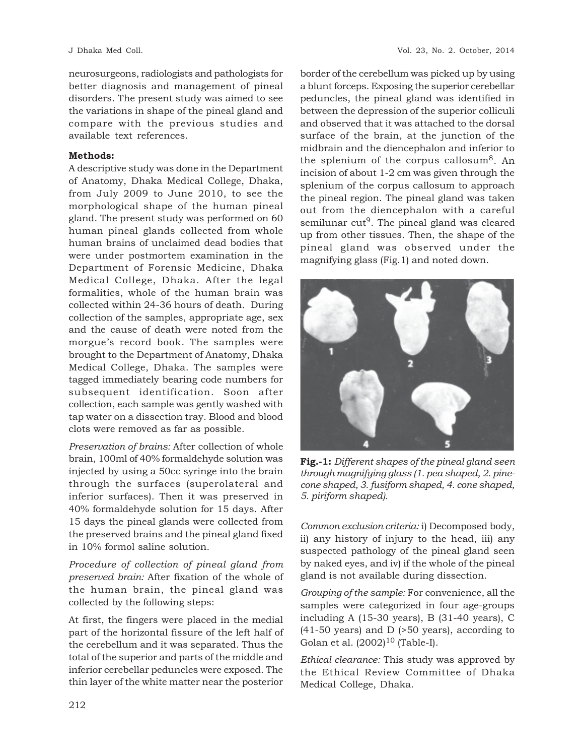neurosurgeons, radiologists and pathologists for better diagnosis and management of pineal disorders. The present study was aimed to see the variations in shape of the pineal gland and compare with the previous studies and available text references.

**Methods:**

A descriptive study was done in the Department of Anatomy, Dhaka Medical College, Dhaka, from July 2009 to June 2010, to see the morphological shape of the human pineal gland. The present study was performed on 60 human pineal glands collected from whole human brains of unclaimed dead bodies that were under postmortem examination in the Department of Forensic Medicine, Dhaka Medical College, Dhaka. After the legal formalities, whole of the human brain was collected within 24-36 hours of death. During collection of the samples, appropriate age, sex and the cause of death were noted from the morgue's record book. The samples were brought to the Department of Anatomy, Dhaka Medical College, Dhaka. The samples were tagged immediately bearing code numbers for subsequent identification. Soon after collection, each sample was gently washed with tap water on a dissection tray. Blood and blood clots were removed as far as possible.

*Preservation of brains:* After collection of whole brain, 100ml of 40% formaldehyde solution was injected by using a 50cc syringe into the brain through the surfaces (superolateral and inferior surfaces). Then it was preserved in 40% formaldehyde solution for 15 days. After 15 days the pineal glands were collected from the preserved brains and the pineal gland fixed in 10% formol saline solution.

*Procedure of collection of pineal gland from preserved brain:* After fixation of the whole of the human brain, the pineal gland was collected by the following steps:

At first, the fingers were placed in the medial part of the horizontal fissure of the left half of the cerebellum and it was separated. Thus the total of the superior and parts of the middle and inferior cerebellar peduncles were exposed. The thin layer of the white matter near the posterior border of the cerebellum was picked up by using a blunt forceps. Exposing the superior cerebellar peduncles, the pineal gland was identified in between the depression of the superior colliculi and observed that it was attached to the dorsal surface of the brain, at the junction of the midbrain and the diencephalon and inferior to the splenium of the corpus callosum[8]. An incision of about 1-2 cm was given through the splenium of the corpus callosum to approach the pineal region. The pineal gland was taken out from the diencephalon with a careful semilunar cut[9]. The pineal gland was cleared up from other tissues. Then, the shape of the pineal gland was observed under the magnifying glass (Fig.1) and noted down.

**Fig.-1:** *Different shapes of the pineal gland seen through magnifying glass (1. pea shaped, 2. pine-cone shaped, 3. fusiform shaped, 4. cone shaped, 5. piriform shaped).*

*Common exclusion criteria:* i) Decomposed body, ii) any history of injury to the head, iii) any suspected pathology of the pineal gland seen by naked eyes, and iv) if the whole of the pineal gland is not available during dissection.

*Grouping of the sample:* For convenience, all the samples were categorized in four age-groups including A (15-30 years), B (31-40 years), C (41-50 years) and D (>50 years), according to Golan et al. (2002)[10] (Table-I).

*Ethical clearance:* This study was approved by the Ethical Review Committee of Dhaka Medical College, Dhaka.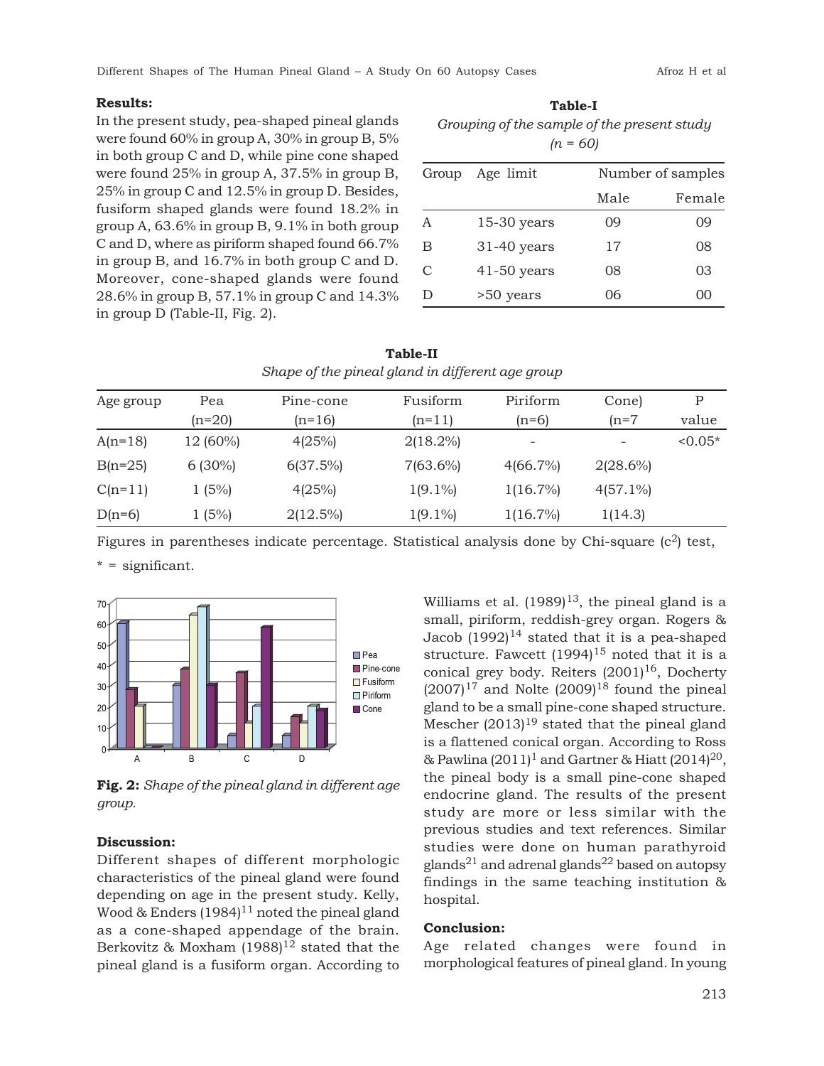**Results:**

In the present study, pea-shaped pineal glands were found 60% in group A, 30% in group B, 5% in both group C and D, while pine cone shaped were found 25% in group A, 37.5% in group B, 25% in group C and 12.5% in group D. Besides, fusiform shaped glands were found 18.2% in group A, 63.6% in group B, 9.1% in both group C and D, where as piriform shaped found 66.7% in group B, and 16.7% in both group C and D. Moreover, cone-shaped glands were found 28.6% in group B, 57.1% in group C and 14.3% in group D (Table-II, Fig. 2).

**Table-I**

*Grouping of the sample of the present study (n = 60)*

| Group | Age limit | Number of samples | |
|---|---|---|---|
| | | Male | Female |
| A | 15-30 years | 09 | 09 |
| B | 31-40 years | 17 | 08 |
| C | 41-50 years | 08 | 03 |
| D | >50 years | 06 | 00 |

**Table-II**

*Shape of the pineal gland in different age group*

| Age group | Pea (n=20) | Pine-cone (n=16) | Fusiform (n=11) | Piriform (n=6) | Cone) (n=7 | P value |
|---|---|---|---|---|---|---|
| A(n=18) | 12 (60%) | 4(25%) | 2(18.2%) | - | - | <0.05* |
| B(n=25) | 6 (30%) | 6(37.5%) | 7(63.6%) | 4(66.7%) | 2(28.6%) | |
| C(n=11) | 1 (5%) | 4(25%) | 1(9.1%) | 1(16.7%) | 4(57.1%) | |
| D(n=6) | 1 (5%) | 2(12.5%) | 1(9.1%) | 1(16.7%) | 1(14.3) | |

Figures in parentheses indicate percentage. Statistical analysis done by Chi-square ($c^2$) test,

\* = significant.

**Fig. 2:** *Shape of the pineal gland in different age group.*

**Discussion:**

Different shapes of different morphologic characteristics of the pineal gland were found depending on age in the present study. Kelly, Wood & Enders (1984)[11] noted the pineal gland as a cone-shaped appendage of the brain. Berkovitz & Moxham (1988)[12] stated that the pineal gland is a fusiform organ. According to Williams et al. (1989)[13], the pineal gland is a small, piriform, reddish-grey organ. Rogers & Jacob (1992)[14] stated that it is a pea-shaped structure. Fawcett (1994)[15] noted that it is a conical grey body. Reiters (2001)[16], Docherty (2007)[17] and Nolte (2009)[18] found the pineal gland to be a small pine-cone shaped structure. Mescher (2013)[19] stated that the pineal gland is a flattened conical organ. According to Ross & Pawlina (2011)[1] and Gartner & Hiatt (2014)[20], the pineal body is a small pine-cone shaped endocrine gland. The results of the present study are more or less similar with the previous studies and text references. Similar studies were done on human parathyroid glands[21] and adrenal glands[22] based on autopsy findings in the same teaching institution & hospital.

**Conclusion:**

Age related changes were found in morphological features of pineal gland. In young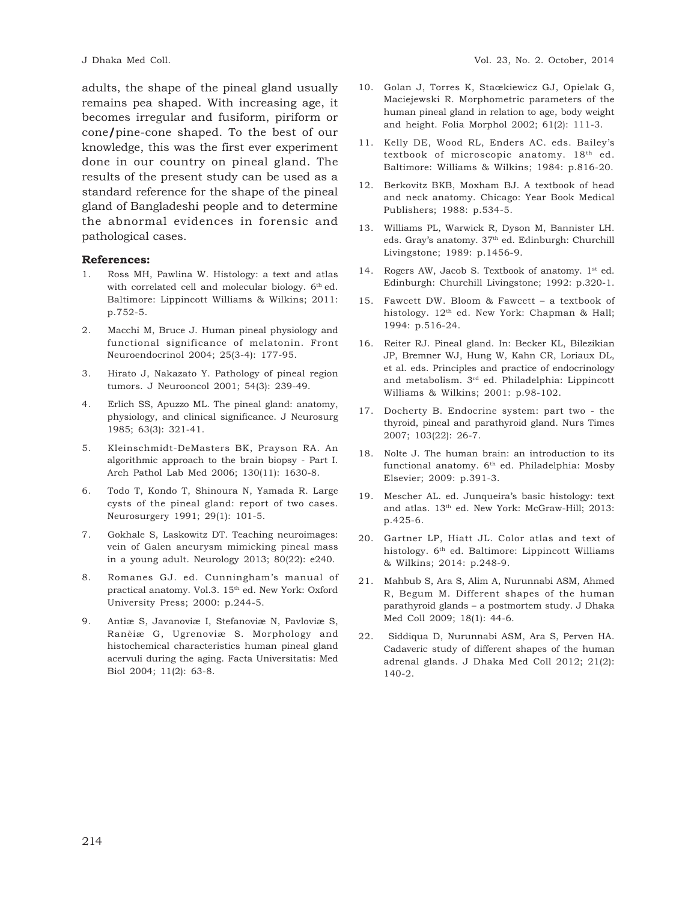adults, the shape of the pineal gland usually remains pea shaped. With increasing age, it becomes irregular and fusiform, piriform or cone/pine-cone shaped. To the best of our knowledge, this was the first ever experiment done in our country on pineal gland. The results of the present study can be used as a standard reference for the shape of the pineal gland of Bangladeshi people and to determine the abnormal evidences in forensic and pathological cases.

**References:**

1. Ross MH, Pawlina W. Histology: a text and atlas with correlated cell and molecular biology. 6th ed. Baltimore: Lippincott Williams & Wilkins; 2011: p.752-5.
2. Macchi M, Bruce J. Human pineal physiology and functional significance of melatonin. Front Neuroendocrinol 2004; 25(3-4): 177-95.
3. Hirato J, Nakazato Y. Pathology of pineal region tumors. J Neurooncol 2001; 54(3): 239-49.
4. Erlich SS, Apuzzo ML. The pineal gland: anatomy, physiology, and clinical significance. J Neurosurg 1985; 63(3): 321-41.
5. Kleinschmidt-DeMasters BK, Prayson RA. An algorithmic approach to the brain biopsy - Part I. Arch Pathol Lab Med 2006; 130(11): 1630-8.
6. Todo T, Kondo T, Shinoura N, Yamada R. Large cysts of the pineal gland: report of two cases. Neurosurgery 1991; 29(1): 101-5.
7. Gokhale S, Laskowitz DT. Teaching neuroimages: vein of Galen aneurysm mimicking pineal mass in a young adult. Neurology 2013; 80(22): e240.
8. Romanes GJ. ed. Cunningham's manual of practical anatomy. Vol.3. 15th ed. New York: Oxford University Press; 2000: p.244-5.
9. Antiæ S, Javanoviæ I, Stefanoviæ N, Pavloviæ S, Ranèiæ G, Ugrenoviæ S. Morphology and histochemical characteristics human pineal gland acervuli during the aging. Facta Universitatis: Med Biol 2004; 11(2): 63-8.
10. Golan J, Torres K, Stacekiewicz GJ, Opielak G, Maciejewski R. Morphometric parameters of the human pineal gland in relation to age, body weight and height. Folia Morphol 2002; 61(2): 111-3.
11. Kelly DE, Wood RL, Enders AC. eds. Bailey's textbook of microscopic anatomy. 18th ed. Baltimore: Williams & Wilkins; 1984: p.816-20.
12. Berkovitz BKB, Moxham BJ. A textbook of head and neck anatomy. Chicago: Year Book Medical Publishers; 1988: p.534-5.
13. Williams PL, Warwick R, Dyson M, Bannister LH. eds. Gray's anatomy. 37th ed. Edinburgh: Churchill Livingstone; 1989: p.1456-9.
14. Rogers AW, Jacob S. Textbook of anatomy. 1st ed. Edinburgh: Churchill Livingstone; 1992: p.320-1.
15. Fawcett DW. Bloom & Fawcett – a textbook of histology. 12th ed. New York: Chapman & Hall; 1994: p.516-24.
16. Reiter RJ. Pineal gland. In: Becker KL, Bilezikian JP, Bremner WJ, Hung W, Kahn CR, Loriaux DL, et al. eds. Principles and practice of endocrinology and metabolism. 3rd ed. Philadelphia: Lippincott Williams & Wilkins; 2001: p.98-102.
17. Docherty B. Endocrine system: part two - the thyroid, pineal and parathyroid gland. Nurs Times 2007; 103(22): 26-7.
18. Nolte J. The human brain: an introduction to its functional anatomy. 6th ed. Philadelphia: Mosby Elsevier; 2009: p.391-3.
19. Mescher AL. ed. Junqueira's basic histology: text and atlas. 13th ed. New York: McGraw-Hill; 2013: p.425-6.
20. Gartner LP, Hiatt JL. Color atlas and text of histology. 6th ed. Baltimore: Lippincott Williams & Wilkins; 2014: p.248-9.
21. Mahbub S, Ara S, Alim A, Nurunnabi ASM, Ahmed R, Begum M. Different shapes of the human parathyroid glands – a postmortem study. J Dhaka Med Coll 2009; 18(1): 44-6.
22. Siddiqua D, Nurunnabi ASM, Ara S, Perven HA. Cadaveric study of different shapes of the human adrenal glands. J Dhaka Med Coll 2012; 21(2): 140-2.